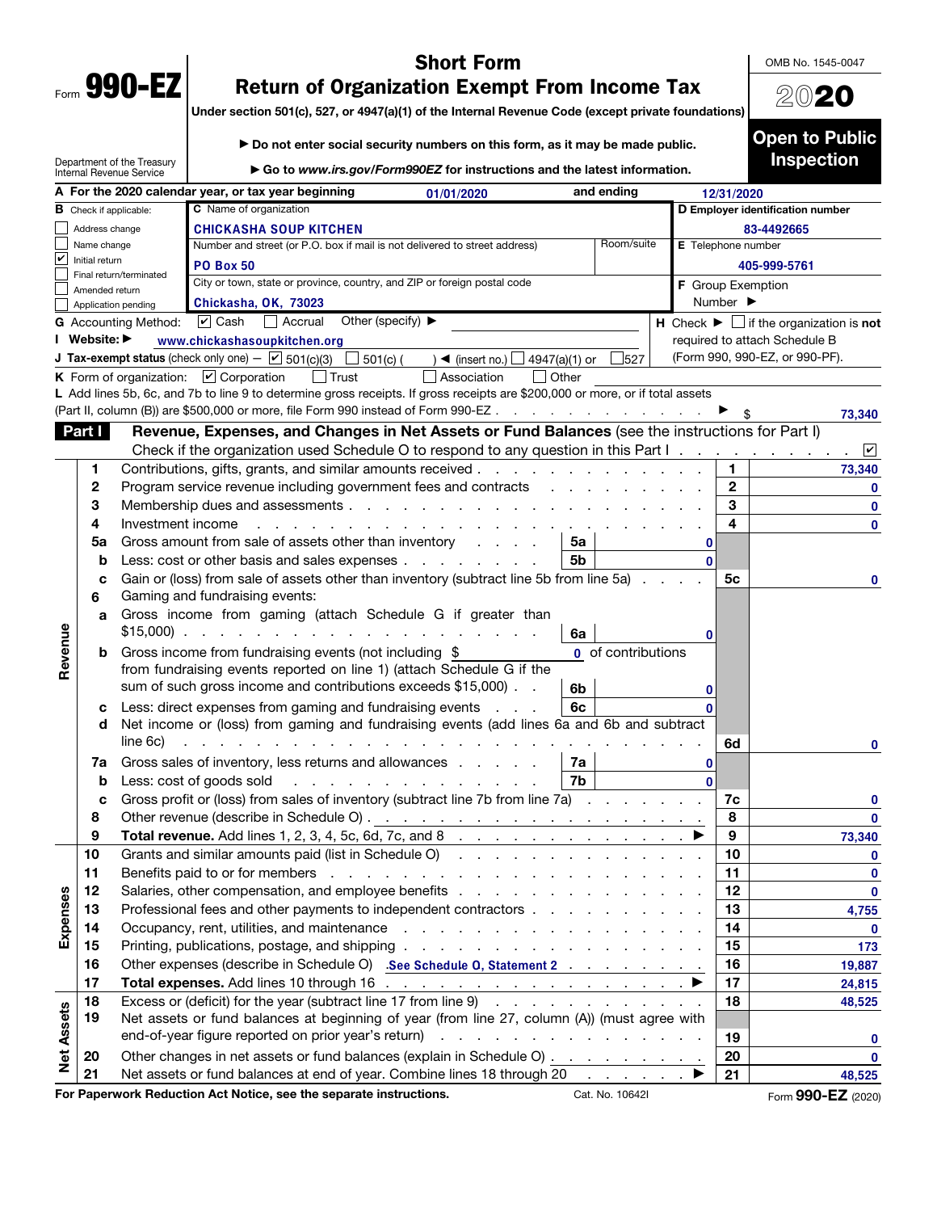Form **990-EZ**

# Short Form
# Return of Organization Exempt From Income Tax

Under section 501(c), 527, or 4947(a)(1) of the Internal Revenue Code (except private foundations)

▶ Do not enter social security numbers on this form, as it may be made public.

▶ Go to *www.irs.gov/Form990EZ* for instructions and the latest information.

Department of the Treasury
Internal Revenue Service

OMB No. 1545-0047

**2020**

**Open to Public Inspection**

**A** For the 2020 calendar year, or tax year beginning 01/01/2020 and ending 12/31/2020

**B** Check if applicable:
- ☐ Address change
- ☐ Name change
- ☑ Initial return
- ☐ Final return/terminated
- ☐ Amended return
- ☐ Application pending

**C** Name of organization: **CHICKASHA SOUP KITCHEN**

Number and street (or P.O. box if mail is not delivered to street address): **PO Box 50** Room/suite:

City or town, state or province, country, and ZIP or foreign postal code: **Chickasha, OK, 73023**

**D** Employer identification number: **83-4492665**

**E** Telephone number: **405-999-5761**

**F** Group Exemption Number ▶

**G** Accounting Method: ☑ Cash ☐ Accrual Other (specify) ▶

**H** Check ▶ ☐ if the organization is **not** required to attach Schedule B (Form 990, 990-EZ, or 990-PF).

**I** Website: ▶ www.chickashasoupkitchen.org

**J** Tax-exempt status (check only one) — ☑ 501(c)(3) ☐ 501(c) ( ) ◀ (insert no.) ☐ 4947(a)(1) or ☐ 527

**K** Form of organization: ☑ Corporation ☐ Trust ☐ Association ☐ Other

**L** Add lines 5b, 6c, and 7b to line 9 to determine gross receipts. If gross receipts are $200,000 or more, or if total assets (Part II, column (B)) are $500,000 or more, file Form 990 instead of Form 990-EZ . . . ▶ $ 73,340

## Part I Revenue, Expenses, and Changes in Net Assets or Fund Balances (see the instructions for Part I)

Check if the organization used Schedule O to respond to any question in this Part I . . . ☑

| Section | Line | Description | Sub-line | Sub-amount | Line | Amount |
|---|---|---|---|---|---|---|
| Revenue | 1 | Contributions, gifts, grants, and similar amounts received | | | 1 | 73,340 |
| | 2 | Program service revenue including government fees and contracts | | | 2 | 0 |
| | 3 | Membership dues and assessments | | | 3 | 0 |
| | 4 | Investment income | | | 4 | 0 |
| | 5a | Gross amount from sale of assets other than inventory | 5a | 0 | | |
| | b | Less: cost or other basis and sales expenses | 5b | 0 | | |
| | c | Gain or (loss) from sale of assets other than inventory (subtract line 5b from line 5a) | | | 5c | 0 |
| | 6 | Gaming and fundraising events: | | | | |
| | a | Gross income from gaming (attach Schedule G if greater than $15,000) | 6a | 0 | | |
| | b | Gross income from fundraising events (not including $ 0 of contributions from fundraising events reported on line 1) (attach Schedule G if the sum of such gross income and contributions exceeds $15,000) | 6b | 0 | | |
| | c | Less: direct expenses from gaming and fundraising events | 6c | 0 | | |
| | d | Net income or (loss) from gaming and fundraising events (add lines 6a and 6b and subtract line 6c) | | | 6d | 0 |
| | 7a | Gross sales of inventory, less returns and allowances | 7a | 0 | | |
| | b | Less: cost of goods sold | 7b | 0 | | |
| | c | Gross profit or (loss) from sales of inventory (subtract line 7b from line 7a) | | | 7c | 0 |
| | 8 | Other revenue (describe in Schedule O) | | | 8 | 0 |
| | 9 | **Total revenue.** Add lines 1, 2, 3, 4, 5c, 6d, 7c, and 8 ▶ | | | 9 | 73,340 |
| Expenses | 10 | Grants and similar amounts paid (list in Schedule O) | | | 10 | 0 |
| | 11 | Benefits paid to or for members | | | 11 | 0 |
| | 12 | Salaries, other compensation, and employee benefits | | | 12 | 0 |
| | 13 | Professional fees and other payments to independent contractors | | | 13 | 4,755 |
| | 14 | Occupancy, rent, utilities, and maintenance | | | 14 | 0 |
| | 15 | Printing, publications, postage, and shipping | | | 15 | 173 |
| | 16 | Other expenses (describe in Schedule O) See Schedule O, Statement 2 | | | 16 | 19,887 |
| | 17 | **Total expenses.** Add lines 10 through 16 ▶ | | | 17 | 24,815 |
| Net Assets | 18 | Excess or (deficit) for the year (subtract line 17 from line 9) | | | 18 | 48,525 |
| | 19 | Net assets or fund balances at beginning of year (from line 27, column (A)) (must agree with end-of-year figure reported on prior year's return) | | | 19 | 0 |
| | 20 | Other changes in net assets or fund balances (explain in Schedule O) | | | 20 | 0 |
| | 21 | Net assets or fund balances at end of year. Combine lines 18 through 20 ▶ | | | 21 | 48,525 |

**For Paperwork Reduction Act Notice, see the separate instructions.** Cat. No. 10642I Form **990-EZ** (2020)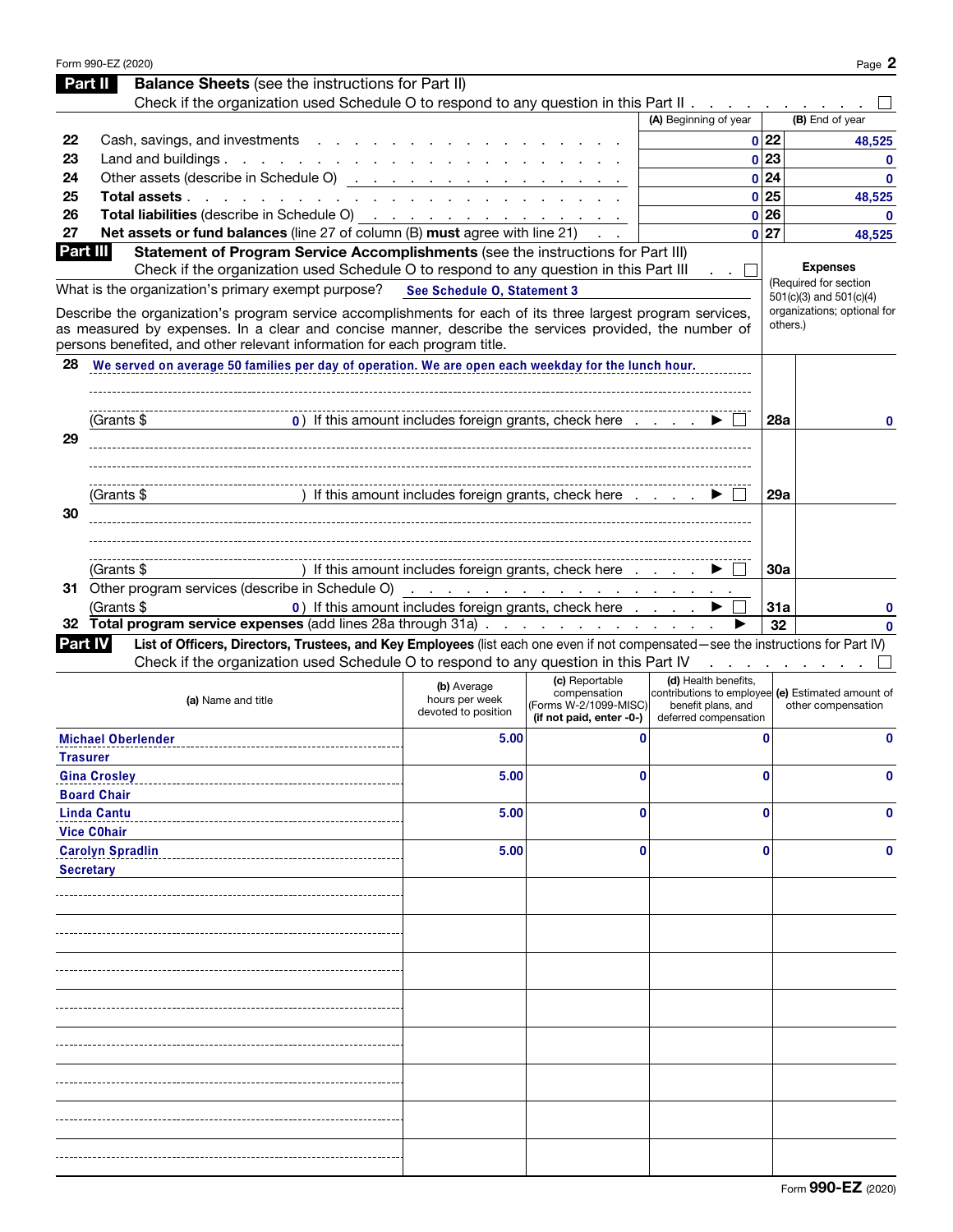Form 990-EZ (2020) Page 2

## Part II Balance Sheets (see the instructions for Part II)

Check if the organization used Schedule O to respond to any question in this Part II . . . . . . . . . . ☐

| | | (A) Beginning of year | | (B) End of year |
|---|---|---|---|---|
| 22 | Cash, savings, and investments | 0 | 22 | 48,525 |
| 23 | Land and buildings | 0 | 23 | 0 |
| 24 | Other assets (describe in Schedule O) | 0 | 24 | 0 |
| 25 | **Total assets** | 0 | 25 | 48,525 |
| 26 | **Total liabilities** (describe in Schedule O) | 0 | 26 | 0 |
| 27 | **Net assets or fund balances** (line 27 of column (B) **must** agree with line 21) | 0 | 27 | 48,525 |

## Part III Statement of Program Service Accomplishments (see the instructions for Part III)

Check if the organization used Schedule O to respond to any question in this Part III . . ☐

**Expenses** (Required for section 501(c)(3) and 501(c)(4) organizations; optional for others.)

What is the organization's primary exempt purpose? See Schedule O, Statement 3

Describe the organization's program service accomplishments for each of its three largest program services, as measured by expenses. In a clear and concise manner, describe the services provided, the number of persons benefited, and other relevant information for each program title.

| | | | |
|---|---|---|---|
| 28 | We served on average 50 families per day of operation. We are open each weekday for the lunch hour. (Grants $ 0 ) If this amount includes foreign grants, check here ▶ ☐ | 28a | 0 |
| 29 | (Grants $ ) If this amount includes foreign grants, check here ▶ ☐ | 29a | |
| 30 | (Grants $ ) If this amount includes foreign grants, check here ▶ ☐ | 30a | |
| 31 | Other program services (describe in Schedule O) (Grants $ 0 ) If this amount includes foreign grants, check here ▶ ☐ | 31a | 0 |
| 32 | **Total program service expenses** (add lines 28a through 31a) ▶ | 32 | 0 |

## Part IV List of Officers, Directors, Trustees, and Key Employees (list each one even if not compensated—see the instructions for Part IV)

Check if the organization used Schedule O to respond to any question in this Part IV . . . . . . . . ☐

| (a) Name and title | (b) Average hours per week devoted to position | (c) Reportable compensation (Forms W-2/1099-MISC) (if not paid, enter -0-) | (d) Health benefits, contributions to employee benefit plans, and deferred compensation | (e) Estimated amount of other compensation |
|---|---|---|---|---|
| Michael Oberlender<br>Trasurer | 5.00 | 0 | 0 | 0 |
| Gina Crosley<br>Board Chair | 5.00 | 0 | 0 | 0 |
| Linda Cantu<br>Vice COhair | 5.00 | 0 | 0 | 0 |
| Carolyn Spradlin<br>Secretary | 5.00 | 0 | 0 | 0 |

Form **990-EZ** (2020)